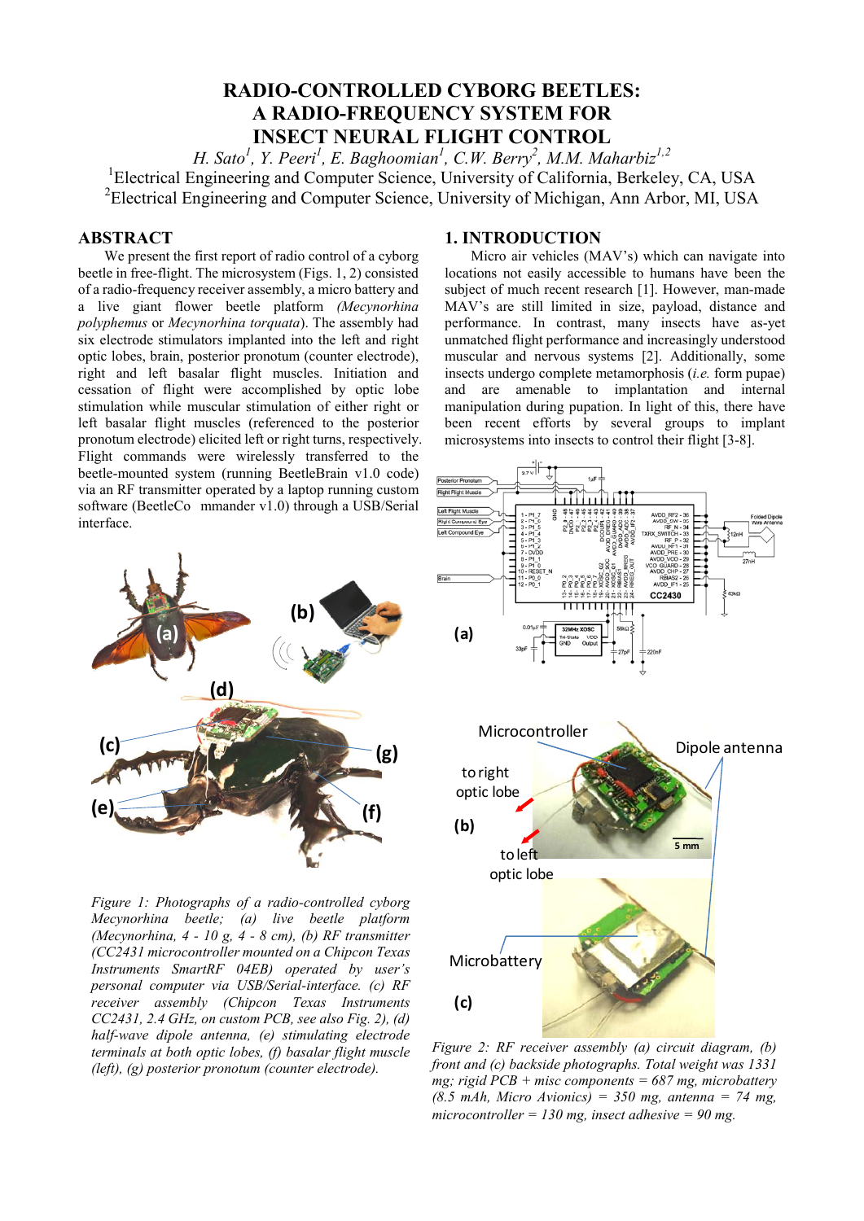# RADIO-CONTROLLED CYBORG BEETLES: A RADIO-FREQUENCY SYSTEM FOR INSECT NEURAL FLIGHT CONTROL

*H. Sato[1], Y. Peeri[1], E. Baghoomian[1], C.W. Berry[2], M.M. Maharbiz[1,2]*

[1]Electrical Engineering and Computer Science, University of California, Berkeley, CA, USA

[2]Electrical Engineering and Computer Science, University of Michigan, Ann Arbor, MI, USA

## ABSTRACT

We present the first report of radio control of a cyborg beetle in free-flight. The microsystem (Figs. 1, 2) consisted of a radio-frequency receiver assembly, a micro battery and a live giant flower beetle platform *(Mecynorhina polyphemus* or *Mecynorhina torquata*). The assembly had six electrode stimulators implanted into the left and right optic lobes, brain, posterior pronotum (counter electrode), right and left basalar flight muscles. Initiation and cessation of flight were accomplished by optic lobe stimulation while muscular stimulation of either right or left basalar flight muscles (referenced to the posterior pronotum electrode) elicited left or right turns, respectively. Flight commands were wirelessly transferred to the beetle-mounted system (running BeetleBrain v1.0 code) via an RF transmitter operated by a laptop running custom software (BeetleCo mmander v1.0) through a USB/Serial interface.

*Figure 1: Photographs of a radio-controlled cyborg Mecynorhina beetle; (a) live beetle platform (Mecynorhina, 4 - 10 g, 4 - 8 cm), (b) RF transmitter (CC2431 microcontroller mounted on a Chipcon Texas Instruments SmartRF 04EB) operated by user's personal computer via USB/Serial-interface. (c) RF receiver assembly (Chipcon Texas Instruments CC2431, 2.4 GHz, on custom PCB, see also Fig. 2), (d) half-wave dipole antenna, (e) stimulating electrode terminals at both optic lobes, (f) basalar flight muscle (left), (g) posterior pronotum (counter electrode).*

## 1. INTRODUCTION

Micro air vehicles (MAV's) which can navigate into locations not easily accessible to humans have been the subject of much recent research [1]. However, man-made MAV's are still limited in size, payload, distance and performance. In contrast, many insects have as-yet unmatched flight performance and increasingly understood muscular and nervous systems [2]. Additionally, some insects undergo complete metamorphosis (*i.e.* form pupae) and are amenable to implantation and internal manipulation during pupation. In light of this, there have been recent efforts by several groups to implant microsystems into insects to control their flight [3-8].

*Figure 2: RF receiver assembly (a) circuit diagram, (b) front and (c) backside photographs. Total weight was 1331 mg; rigid PCB + misc components = 687 mg, microbattery (8.5 mAh, Micro Avionics) = 350 mg, antenna = 74 mg, microcontroller = 130 mg, insect adhesive = 90 mg.*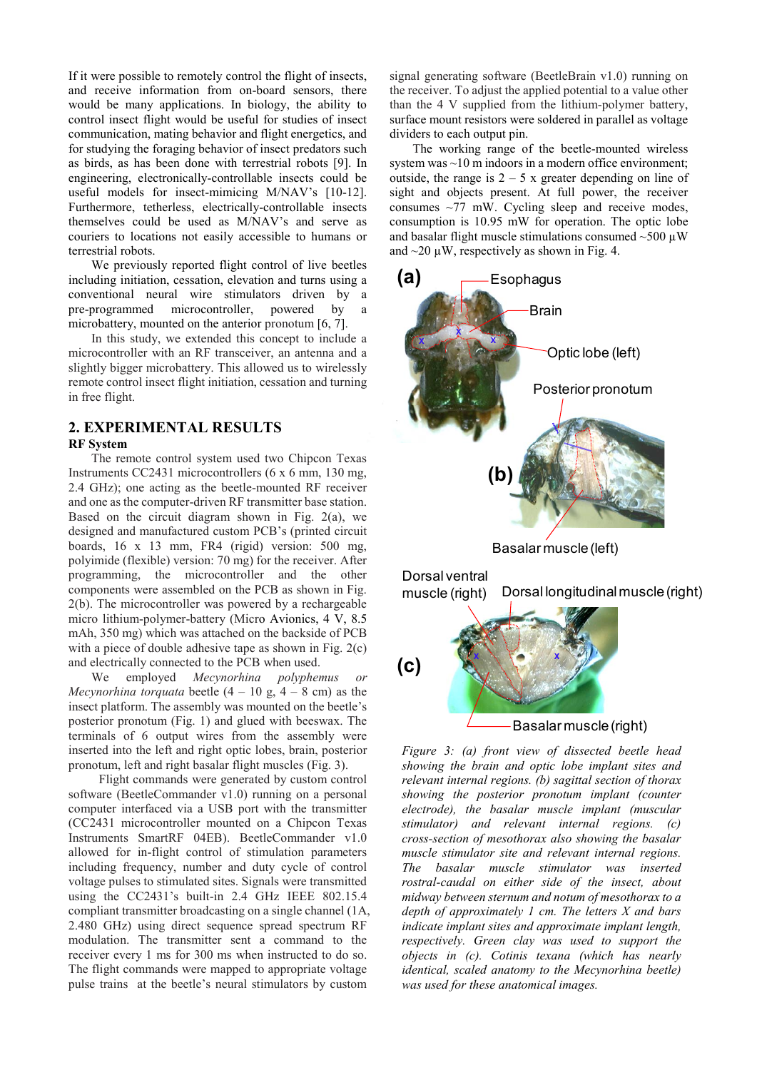If it were possible to remotely control the flight of insects, and receive information from on-board sensors, there would be many applications. In biology, the ability to control insect flight would be useful for studies of insect communication, mating behavior and flight energetics, and for studying the foraging behavior of insect predators such as birds, as has been done with terrestrial robots [9]. In engineering, electronically-controllable insects could be useful models for insect-mimicing M/NAV's [10-12]. Furthermore, tetherless, electrically-controllable insects themselves could be used as M/NAV's and serve as couriers to locations not easily accessible to humans or terrestrial robots.

We previously reported flight control of live beetles including initiation, cessation, elevation and turns using a conventional neural wire stimulators driven by a pre-programmed microcontroller, powered by a microbattery, mounted on the anterior pronotum [6, 7].

In this study, we extended this concept to include a microcontroller with an RF transceiver, an antenna and a slightly bigger microbattery. This allowed us to wirelessly remote control insect flight initiation, cessation and turning in free flight.

## 2. EXPERIMENTAL RESULTS

### RF System

The remote control system used two Chipcon Texas Instruments CC2431 microcontrollers (6 x 6 mm, 130 mg, 2.4 GHz); one acting as the beetle-mounted RF receiver and one as the computer-driven RF transmitter base station. Based on the circuit diagram shown in Fig. 2(a), we designed and manufactured custom PCB's (printed circuit boards, 16 x 13 mm, FR4 (rigid) version: 500 mg, polyimide (flexible) version: 70 mg) for the receiver. After programming, the microcontroller and the other components were assembled on the PCB as shown in Fig. 2(b). The microcontroller was powered by a rechargeable micro lithium-polymer-battery (Micro Avionics, 4 V, 8.5 mAh, 350 mg) which was attached on the backside of PCB with a piece of double adhesive tape as shown in Fig. 2(c) and electrically connected to the PCB when used.

We employed *Mecynorhina polyphemus or Mecynorhina torquata* beetle (4 – 10 g, 4 – 8 cm) as the insect platform. The assembly was mounted on the beetle's posterior pronotum (Fig. 1) and glued with beeswax. The terminals of 6 output wires from the assembly were inserted into the left and right optic lobes, brain, posterior pronotum, left and right basalar flight muscles (Fig. 3).

Flight commands were generated by custom control software (BeetleCommander v1.0) running on a personal computer interfaced via a USB port with the transmitter (CC2431 microcontroller mounted on a Chipcon Texas Instruments SmartRF 04EB). BeetleCommander v1.0 allowed for in-flight control of stimulation parameters including frequency, number and duty cycle of control voltage pulses to stimulated sites. Signals were transmitted using the CC2431's built-in 2.4 GHz IEEE 802.15.4 compliant transmitter broadcasting on a single channel (1A, 2.480 GHz) using direct sequence spread spectrum RF modulation. The transmitter sent a command to the receiver every 1 ms for 300 ms when instructed to do so. The flight commands were mapped to appropriate voltage pulse trains at the beetle's neural stimulators by custom signal generating software (BeetleBrain v1.0) running on the receiver. To adjust the applied potential to a value other than the 4 V supplied from the lithium-polymer battery, surface mount resistors were soldered in parallel as voltage dividers to each output pin.

The working range of the beetle-mounted wireless system was ~10 m indoors in a modern office environment; outside, the range is 2 – 5 x greater depending on line of sight and objects present. At full power, the receiver consumes ~77 mW. Cycling sleep and receive modes, consumption is 10.95 mW for operation. The optic lobe and basalar flight muscle stimulations consumed ~500 μW and ~20 μW, respectively as shown in Fig. 4.

*Figure 3: (a) front view of dissected beetle head showing the brain and optic lobe implant sites and relevant internal regions. (b) sagittal section of thorax showing the posterior pronotum implant (counter electrode), the basalar muscle implant (muscular stimulator) and relevant internal regions. (c) cross-section of mesothorax also showing the basalar muscle stimulator site and relevant internal regions. The basalar muscle stimulator was inserted rostral-caudal on either side of the insect, about midway between sternum and notum of mesothorax to a depth of approximately 1 cm. The letters X and bars indicate implant sites and approximate implant length, respectively. Green clay was used to support the objects in (c). Cotinis texana (which has nearly identical, scaled anatomy to the Mecynorhina beetle) was used for these anatomical images.*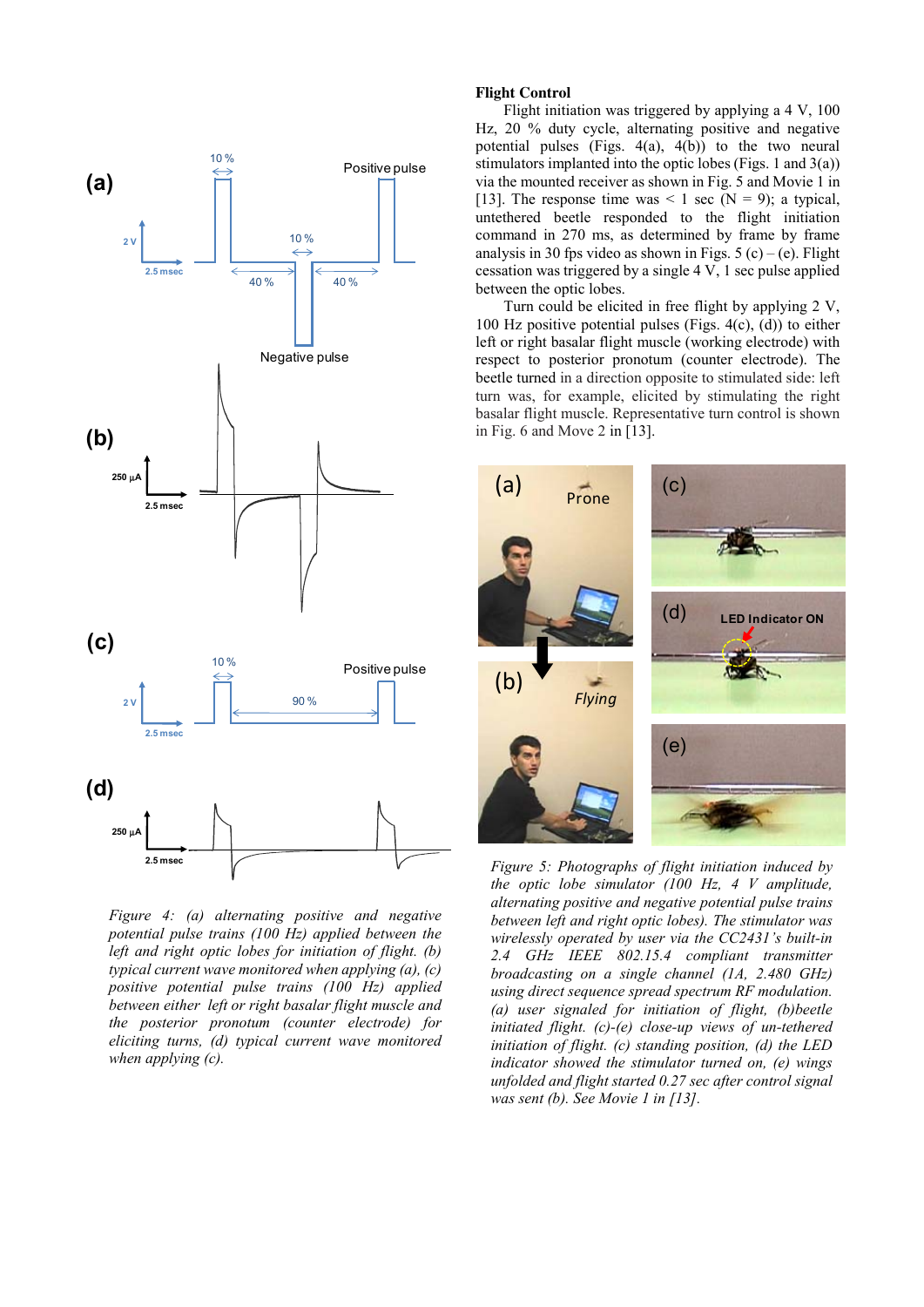Figure 4: (a) alternating positive and negative potential pulse trains (100 Hz) applied between the left and right optic lobes for initiation of flight. (b) typical current wave monitored when applying (a), (c) positive potential pulse trains (100 Hz) applied between either left or right basalar flight muscle and the posterior pronotum (counter electrode) for eliciting turns, (d) typical current wave monitored when applying (c).

## Flight Control

Flight initiation was triggered by applying a 4 V, 100 Hz, 20 % duty cycle, alternating positive and negative potential pulses (Figs. 4(a), 4(b)) to the two neural stimulators implanted into the optic lobes (Figs. 1 and 3(a)) via the mounted receiver as shown in Fig. 5 and Movie 1 in [13]. The response time was < 1 sec (N = 9); a typical, untethered beetle responded to the flight initiation command in 270 ms, as determined by frame by frame analysis in 30 fps video as shown in Figs. 5 (c) – (e). Flight cessation was triggered by a single 4 V, 1 sec pulse applied between the optic lobes.

Turn could be elicited in free flight by applying 2 V, 100 Hz positive potential pulses (Figs. 4(c), (d)) to either left or right basalar flight muscle (working electrode) with respect to posterior pronotum (counter electrode). The beetle turned in a direction opposite to stimulated side: left turn was, for example, elicited by stimulating the right basalar flight muscle. Representative turn control is shown in Fig. 6 and Move 2 in [13].

*Figure 5: Photographs of flight initiation induced by the optic lobe simulator (100 Hz, 4 V amplitude, alternating positive and negative potential pulse trains between left and right optic lobes). The stimulator was wirelessly operated by user via the CC2431's built-in 2.4 GHz IEEE 802.15.4 compliant transmitter broadcasting on a single channel (1A, 2.480 GHz) using direct sequence spread spectrum RF modulation. (a) user signaled for initiation of flight, (b)beetle initiated flight. (c)-(e) close-up views of un-tethered initiation of flight. (c) standing position, (d) the LED indicator showed the stimulator turned on, (e) wings unfolded and flight started 0.27 sec after control signal was sent (b). See Movie 1 in [13].*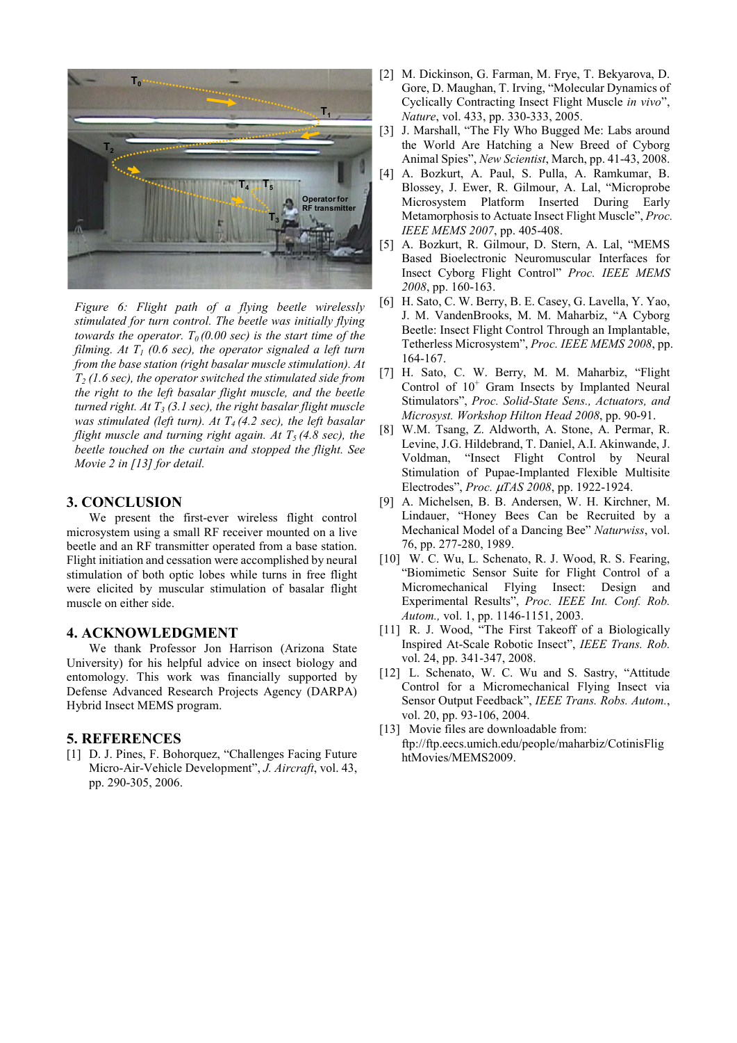$T_0$

$T_1$

$T_2$

$T_4$ $T_5$

$T_3$

Operator for RF transmitter

*Figure 6: Flight path of a flying beetle wirelessly stimulated for turn control. The beetle was initially flying towards the operator. $T_0$ (0.00 sec) is the start time of the filming. At $T_1$ (0.6 sec), the operator signaled a left turn from the base station (right basalar muscle stimulation). At $T_2$ (1.6 sec), the operator switched the stimulated side from the right to the left basalar flight muscle, and the beetle turned right. At $T_3$ (3.1 sec), the right basalar flight muscle was stimulated (left turn). At $T_4$ (4.2 sec), the left basalar flight muscle and turning right again. At $T_5$ (4.8 sec), the beetle touched on the curtain and stopped the flight. See Movie 2 in [13] for detail.*

## 3. CONCLUSION

We present the first-ever wireless flight control microsystem using a small RF receiver mounted on a live beetle and an RF transmitter operated from a base station. Flight initiation and cessation were accomplished by neural stimulation of both optic lobes while turns in free flight were elicited by muscular stimulation of basalar flight muscle on either side.

## 4. ACKNOWLEDGMENT

We thank Professor Jon Harrison (Arizona State University) for his helpful advice on insect biology and entomology. This work was financially supported by Defense Advanced Research Projects Agency (DARPA) Hybrid Insect MEMS program.

## 5. REFERENCES

[1] D. J. Pines, F. Bohorquez, "Challenges Facing Future Micro-Air-Vehicle Development", *J. Aircraft*, vol. 43, pp. 290-305, 2006.

[2] M. Dickinson, G. Farman, M. Frye, T. Bekyarova, D. Gore, D. Maughan, T. Irving, "Molecular Dynamics of Cyclically Contracting Insect Flight Muscle *in vivo*", *Nature*, vol. 433, pp. 330-333, 2005.

[3] J. Marshall, "The Fly Who Bugged Me: Labs around the World Are Hatching a New Breed of Cyborg Animal Spies", *New Scientist*, March, pp. 41-43, 2008.

[4] A. Bozkurt, A. Paul, S. Pulla, A. Ramkumar, B. Blossey, J. Ewer, R. Gilmour, A. Lal, "Microprobe Microsystem Platform Inserted During Early Metamorphosis to Actuate Insect Flight Muscle", *Proc. IEEE MEMS 2007*, pp. 405-408.

[5] A. Bozkurt, R. Gilmour, D. Stern, A. Lal, "MEMS Based Bioelectronic Neuromuscular Interfaces for Insect Cyborg Flight Control" *Proc. IEEE MEMS 2008*, pp. 160-163.

[6] H. Sato, C. W. Berry, B. E. Casey, G. Lavella, Y. Yao, J. M. VandenBrooks, M. M. Maharbiz, "A Cyborg Beetle: Insect Flight Control Through an Implantable, Tetherless Microsystem", *Proc. IEEE MEMS 2008*, pp. 164-167.

[7] H. Sato, C. W. Berry, M. M. Maharbiz, "Flight Control of $10^{+}$ Gram Insects by Implanted Neural Stimulators", *Proc. Solid-State Sens., Actuators, and Microsyst. Workshop Hilton Head 2008*, pp. 90-91.

[8] W.M. Tsang, Z. Aldworth, A. Stone, A. Permar, R. Levine, J.G. Hildebrand, T. Daniel, A.I. Akinwande, J. Voldman, "Insect Flight Control by Neural Stimulation of Pupae-Implanted Flexible Multisite Electrodes", *Proc. μTAS 2008*, pp. 1922-1924.

[9] A. Michelsen, B. B. Andersen, W. H. Kirchner, M. Lindauer, "Honey Bees Can be Recruited by a Mechanical Model of a Dancing Bee" *Naturwiss*, vol. 76, pp. 277-280, 1989.

[10] W. C. Wu, L. Schenato, R. J. Wood, R. S. Fearing, "Biomimetic Sensor Suite for Flight Control of a Micromechanical Flying Insect: Design and Experimental Results", *Proc. IEEE Int. Conf. Rob. Autom.*, vol. 1, pp. 1146-1151, 2003.

[11] R. J. Wood, "The First Takeoff of a Biologically Inspired At-Scale Robotic Insect", *IEEE Trans. Rob.* vol. 24, pp. 341-347, 2008.

[12] L. Schenato, W. C. Wu and S. Sastry, "Attitude Control for a Micromechanical Flying Insect via Sensor Output Feedback", *IEEE Trans. Robs. Autom.*, vol. 20, pp. 93-106, 2004.

[13] Movie files are downloadable from: ftp://ftp.eecs.umich.edu/people/maharbiz/CotinisFlightMovies/MEMS2009.